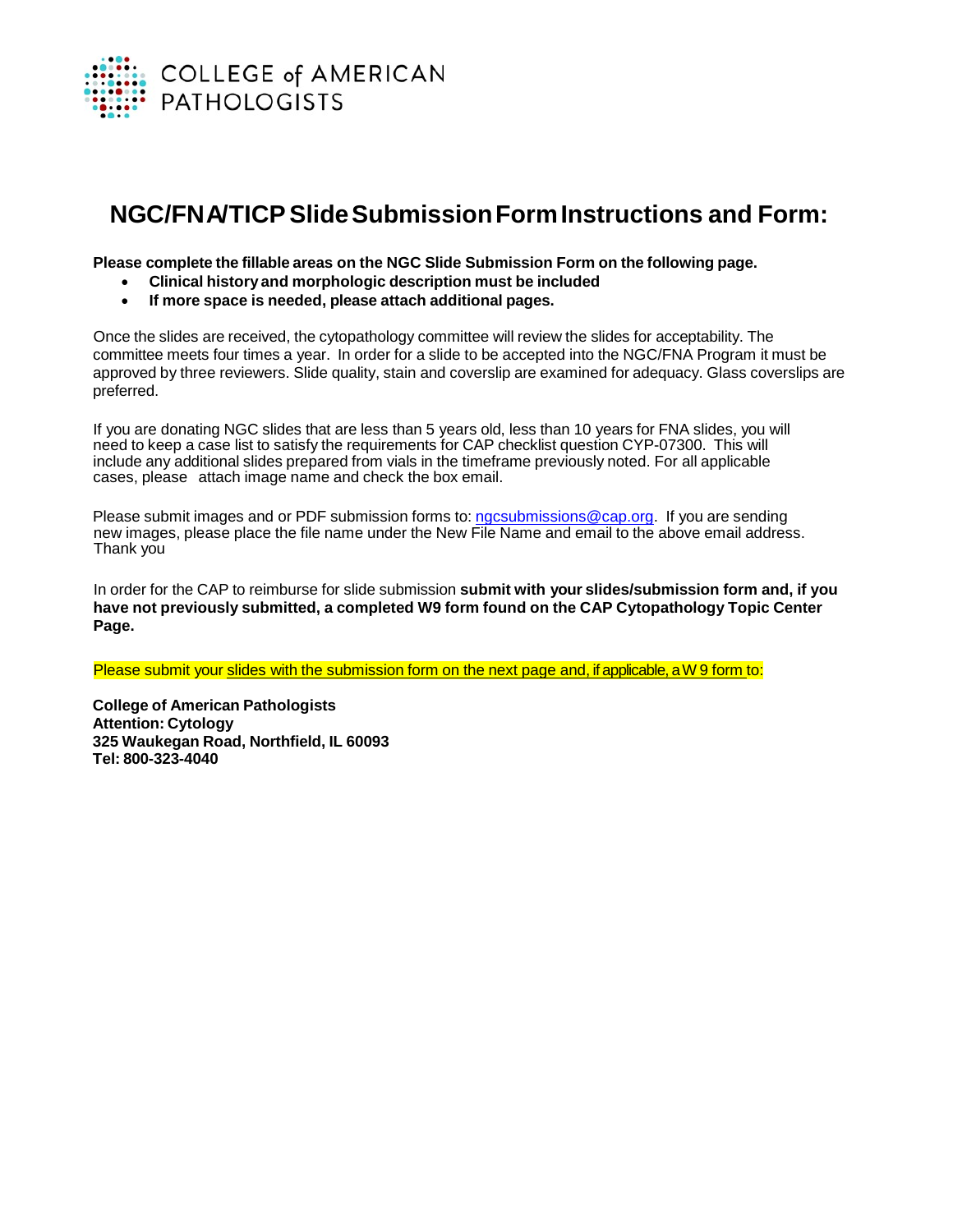COLLEGE of AMERICAN PATHOLOGISTS

# NGC/FNA/TICP Slide Submission Form Instructions and Form:

**Please complete the fillable areas on the NGC Slide Submission Form on the following page.**

- **Clinical history and morphologic description must be included**
- **If more space is needed, please attach additional pages.**

Once the slides are received, the cytopathology committee will review the slides for acceptability. The committee meets four times a year. In order for a slide to be accepted into the NGC/FNA Program it must be approved by three reviewers. Slide quality, stain and coverslip are examined for adequacy. Glass coverslips are preferred.

If you are donating NGC slides that are less than 5 years old, less than 10 years for FNA slides, you will need to keep a case list to satisfy the requirements for CAP checklist question CYP-07300. This will include any additional slides prepared from vials in the timeframe previously noted. For all applicable cases, please attach image name and check the box email.

Please submit images and or PDF submission forms to: ngcsubmissions@cap.org. If you are sending new images, please place the file name under the New File Name and email to the above email address. Thank you

In order for the CAP to reimburse for slide submission **submit with your slides/submission form and, if you have not previously submitted, a completed W9 form found on the CAP Cytopathology Topic Center Page.**

Please submit your slides with the submission form on the next page and, if applicable, a W 9 form to:

**College of American Pathologists**
**Attention: Cytology**
**325 Waukegan Road, Northfield, IL 60093**
**Tel: 800-323-4040**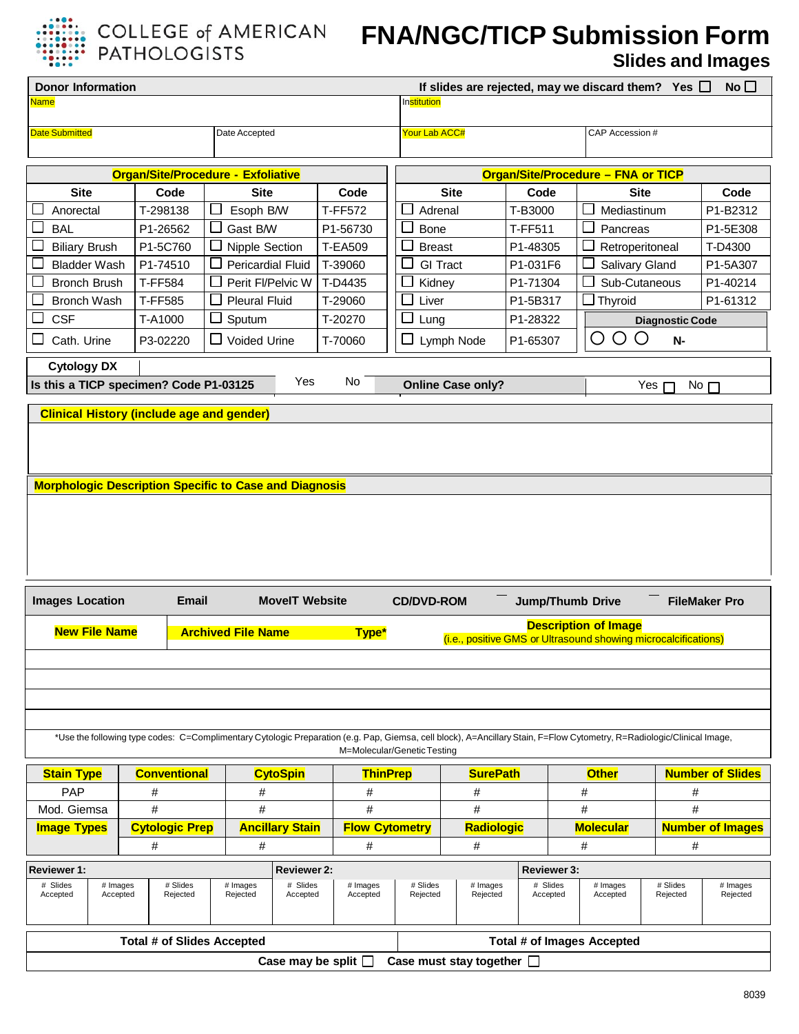COLLEGE of AMERICAN PATHOLOGISTS

# FNA/NGC/TICP Submission Form

## Slides and Images

| Donor Information | | If slides are rejected, may we discard them? Yes ☐ No ☐ | |
|---|---|---|---|
| Name | | Institution | |
| Date Submitted | Date Accepted | Your Lab ACC# | CAP Accession # |

| Organ/Site/Procedure - Exfoliative | | | | Organ/Site/Procedure – FNA or TICP | | | |
|---|---|---|---|---|---|---|---|
| Site | Code | Site | Code | Site | Code | Site | Code |
| ☐ Anorectal | T-298138 | ☐ Esoph B/W | T-FF572 | ☐ Adrenal | T-B3000 | ☐ Mediastinum | P1-B2312 |
| ☐ BAL | P1-26562 | ☐ Gast B/W | P1-56730 | ☐ Bone | T-FF511 | ☐ Pancreas | P1-5E308 |
| ☐ Biliary Brush | P1-5C760 | ☐ Nipple Section | T-EA509 | ☐ Breast | P1-48305 | ☐ Retroperitoneal | T-D4300 |
| ☐ Bladder Wash | P1-74510 | ☐ Pericardial Fluid | T-39060 | ☐ GI Tract | P1-031F6 | ☐ Salivary Gland | P1-5A307 |
| ☐ Bronch Brush | T-FF584 | ☐ Perit Fl/Pelvic W | T-D4435 | ☐ Kidney | P1-71304 | ☐ Sub-Cutaneous | P1-40214 |
| ☐ Bronch Wash | T-FF585 | ☐ Pleural Fluid | T-29060 | ☐ Liver | P1-5B317 | ☐ Thyroid | P1-61312 |
| ☐ CSF | T-A1000 | ☐ Sputum | T-20270 | ☐ Lung | P1-28322 | Diagnostic Code | |
| ☐ Cath. Urine | P3-02220 | ☐ Voided Urine | T-70060 | ☐ Lymph Node | P1-65307 | ○ ○ ○ | N- |

| Cytology DX | | | | |
|---|---|---|---|---|
| Is this a TICP specimen? Code P1-03125 | Yes | No | Online Case only? | Yes ☐ No ☐ |

**Clinical History (include age and gender)**

**Morphologic Description Specific to Case and Diagnosis**

| Images Location | Email | MoveIT Website | CD/DVD-ROM | Jump/Thumb Drive | FileMaker Pro |
|---|---|---|---|---|---|

| New File Name | Archived File Name | Type* | Description of Image (i.e., positive GMS or Ultrasound showing microcalcifications) |
|---|---|---|---|
| | | | |
| | | | |
| | | | |
| | | | |

*Use the following type codes: C=Complimentary Cytologic Preparation (e.g. Pap, Giemsa, cell block), A=Ancillary Stain, F=Flow Cytometry, R=Radiologic/Clinical Image, M=Molecular/Genetic Testing

| Stain Type | Conventional | CytoSpin | ThinPrep | SurePath | Other | Number of Slides |
|---|---|---|---|---|---|---|
| PAP | # | # | # | # | # | # |
| Mod. Giemsa | # | # | # | # | # | # |
| **Image Types** | **Cytologic Prep** | **Ancillary Stain** | **Flow Cytometry** | **Radiologic** | **Molecular** | **Number of Images** |
| | # | # | # | # | # | # |

| Reviewer 1: | | | | Reviewer 2: | | | | Reviewer 3: | | | |
|---|---|---|---|---|---|---|---|---|---|---|---|
| # Slides Accepted | # Images Accepted | # Slides Rejected | # Images Rejected | # Slides Accepted | # Images Accepted | # Slides Rejected | # Images Rejected | # Slides Accepted | # Images Accepted | # Slides Rejected | # Images Rejected |

| Total # of Slides Accepted | Total # of Images Accepted |
|---|---|

Case may be split ☐ Case must stay together ☐

8039